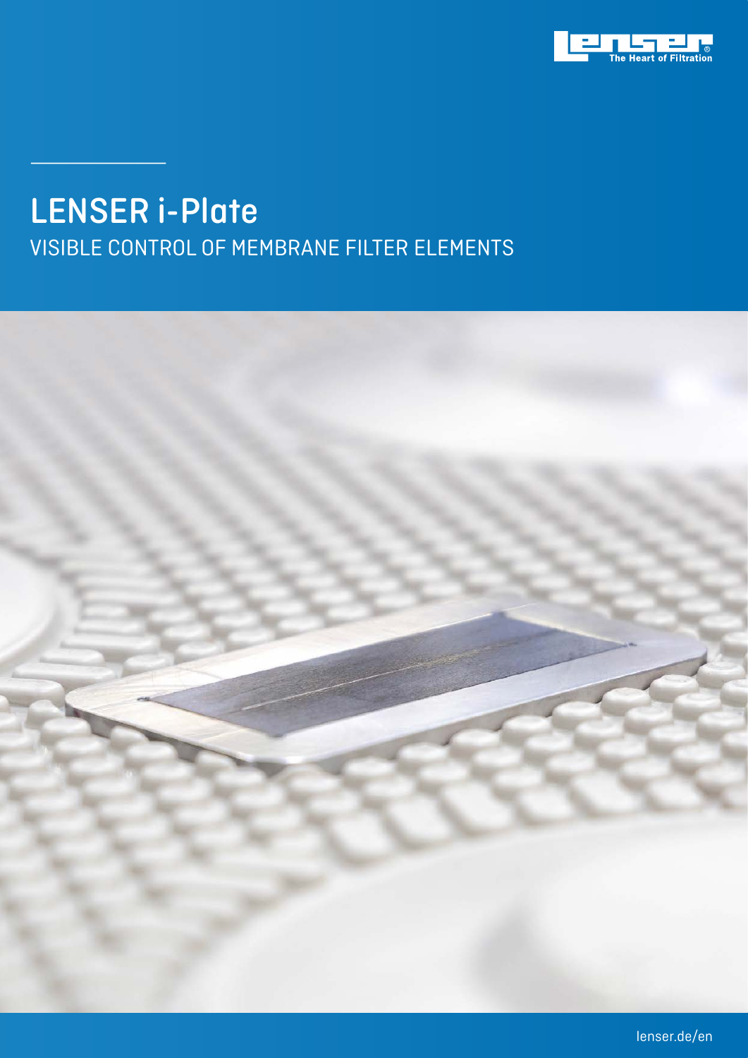Lenser® The Heart of Filtration

# LENSER i-Plate

## VISIBLE CONTROL OF MEMBRANE FILTER ELEMENTS

lenser.de/en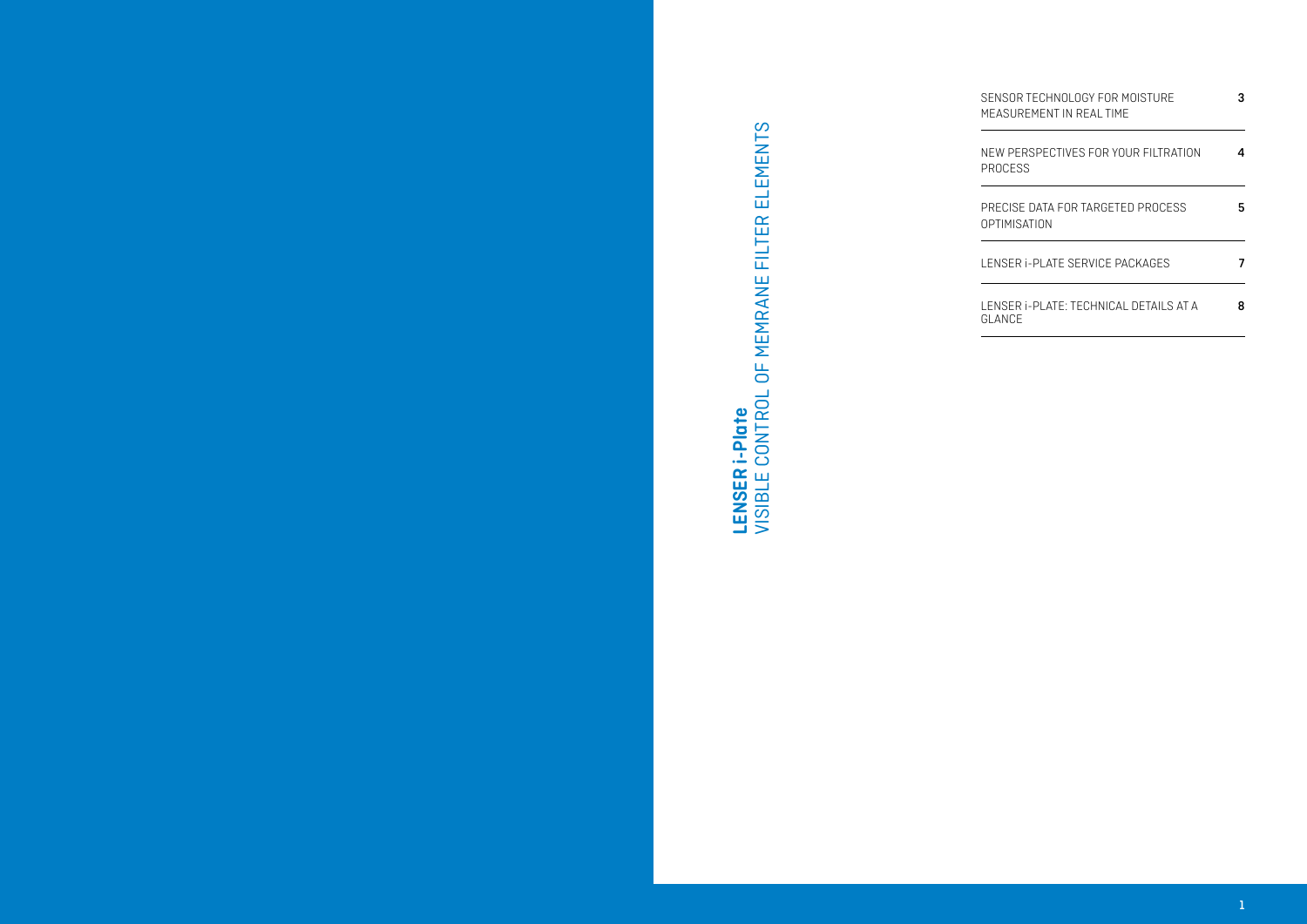# LENSER i-Plate
## VISIBLE CONTROL OF MEMRANE FILTER ELEMENTS

| | |
|---|---|
| SENSOR TECHNOLOGY FOR MOISTURE MEASUREMENT IN REAL TIME | 3 |
| NEW PERSPECTIVES FOR YOUR FILTRATION PROCESS | 4 |
| PRECISE DATA FOR TARGETED PROCESS OPTIMISATION | 5 |
| LENSER i-PLATE SERVICE PACKAGES | 7 |
| LENSER i-PLATE: TECHNICAL DETAILS AT A GLANCE | 8 |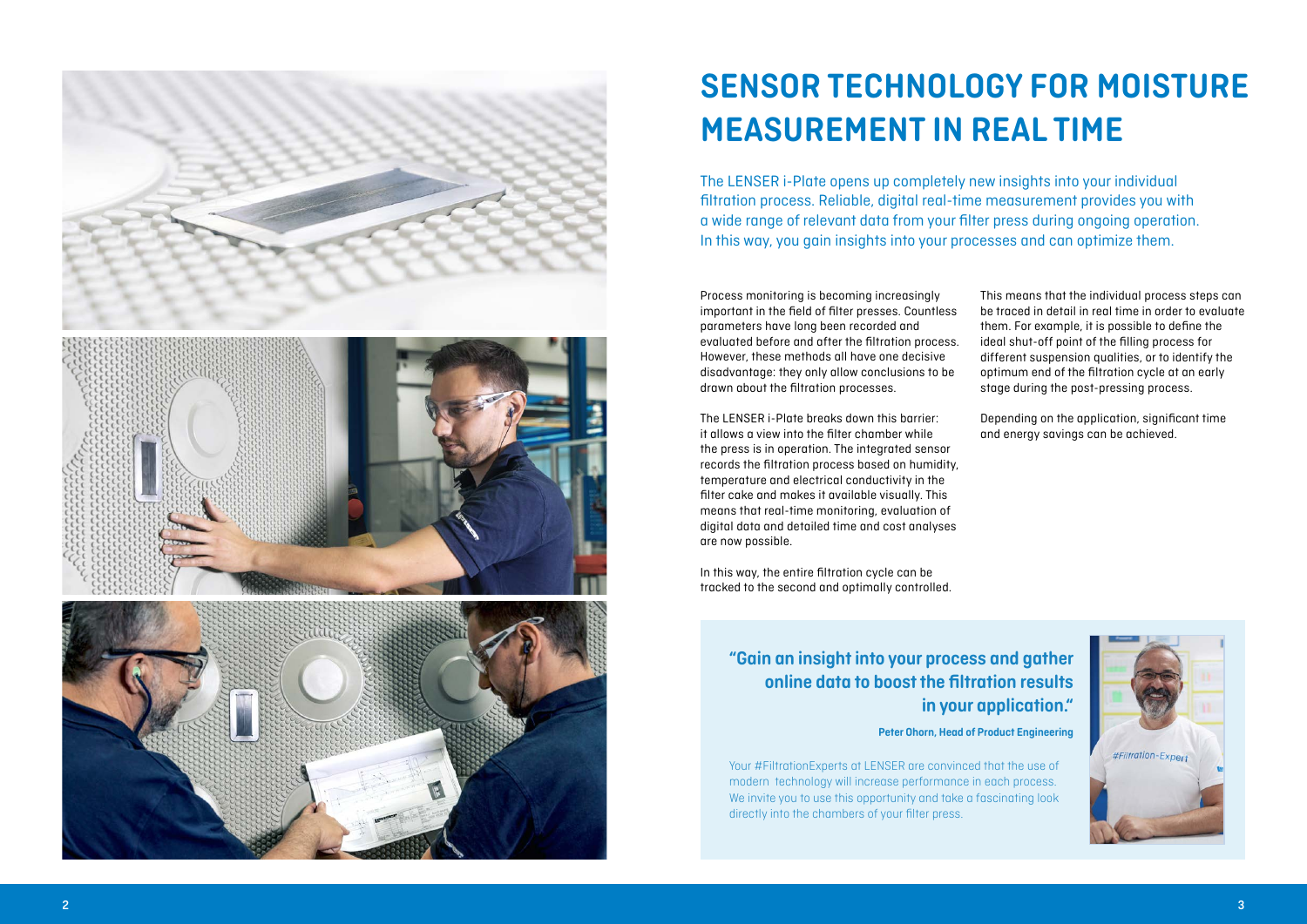# SENSOR TECHNOLOGY FOR MOISTURE MEASUREMENT IN REAL TIME

The LENSER i-Plate opens up completely new insights into your individual filtration process. Reliable, digital real-time measurement provides you with a wide range of relevant data from your filter press during ongoing operation. In this way, you gain insights into your processes and can optimize them.

Process monitoring is becoming increasingly important in the field of filter presses. Countless parameters have long been recorded and evaluated before and after the filtration process. However, these methods all have one decisive disadvantage: they only allow conclusions to be drawn about the filtration processes.

The LENSER i-Plate breaks down this barrier: it allows a view into the filter chamber while the press is in operation. The integrated sensor records the filtration process based on humidity, temperature and electrical conductivity in the filter cake and makes it available visually. This means that real-time monitoring, evaluation of digital data and detailed time and cost analyses are now possible.

In this way, the entire filtration cycle can be tracked to the second and optimally controlled.

This means that the individual process steps can be traced in detail in real time in order to evaluate them. For example, it is possible to define the ideal shut-off point of the filling process for different suspension qualities, or to identify the optimum end of the filtration cycle at an early stage during the post-pressing process.

Depending on the application, significant time and energy savings can be achieved.

**"Gain an insight into your process and gather online data to boost the filtration results in your application."**

**Peter Ohorn, Head of Product Engineering**

Your #FiltrationExperts at LENSER are convinced that the use of modern technology will increase performance in each process. We invite you to use this opportunity and take a fascinating look directly into the chambers of your filter press.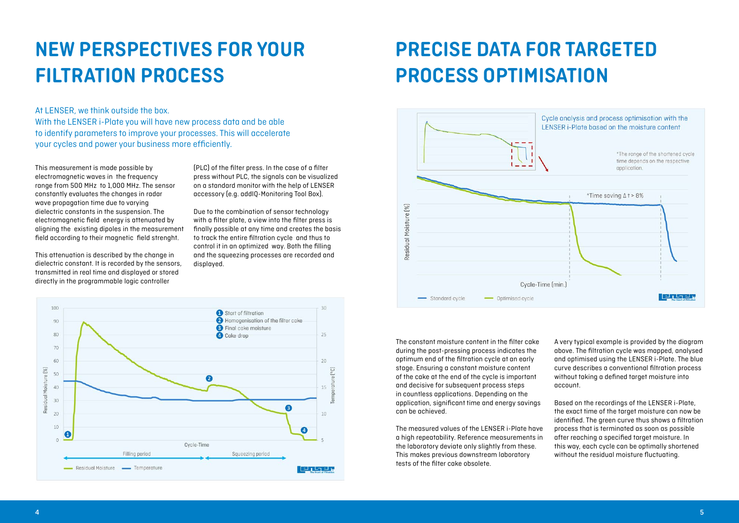# NEW PERSPECTIVES FOR YOUR FILTRATION PROCESS

At LENSER, we think outside the box.
With the LENSER i-Plate you will have new process data and be able to identify parameters to improve your processes. This will accelerate your cycles and power your business more efficiently.

This measurement is made possible by electromagnetic waves in the frequency range from 500 MHz to 1,000 MHz. The sensor constantly evaluates the changes in radar wave propagation time due to varying dielectric constants in the suspension. The electromagnetic field energy is attenuated by aligning the existing dipoles in the measurement field according to their magnetic field strenght.

This attenuation is described by the change in dielectric constant. It is recorded by the sensors, transmitted in real time and displayed or stored directly in the programmable logic controller (PLC) of the filter press. In the case of a filter press without PLC, the signals can be visualized on a standard monitor with the help of LENSER accessory (e.g. addIQ-Monitoring Tool Box).

Due to the combination of sensor technology with a filter plate, a view into the filter press is finally possible at any time and creates the basis to track the entire filtration cycle and thus to control it in an optimized way. Both the filling and the squeezing processes are recorded and displayed.

# PRECISE DATA FOR TARGETED PROCESS OPTIMISATION

The constant moisture content in the filter cake during the post-pressing process indicates the optimum end of the filtration cycle at an early stage. Ensuring a constant moisture content of the cake at the end of the cycle is important and decisive for subsequent process steps in countless applications. Depending on the application, significant time and energy savings can be achieved.

The measured values of the LENSER i-Plate have a high repeatability. Reference measurements in the laboratory deviate only slightly from these. This makes previous downstream laboratory tests of the filter cake obsolete.

A very typical example is provided by the diagram above. The filtration cycle was mapped, analysed and optimised using the LENSER i-Plate. The blue curve describes a conventional filtration process without taking a defined target moisture into account.

Based on the recordings of the LENSER i-Plate, the exact time of the target moisture can now be identified. The green curve thus shows a filtration process that is terminated as soon as possible after reaching a specified target moisture. In this way, each cycle can be optimally shortened without the residual moisture fluctuating.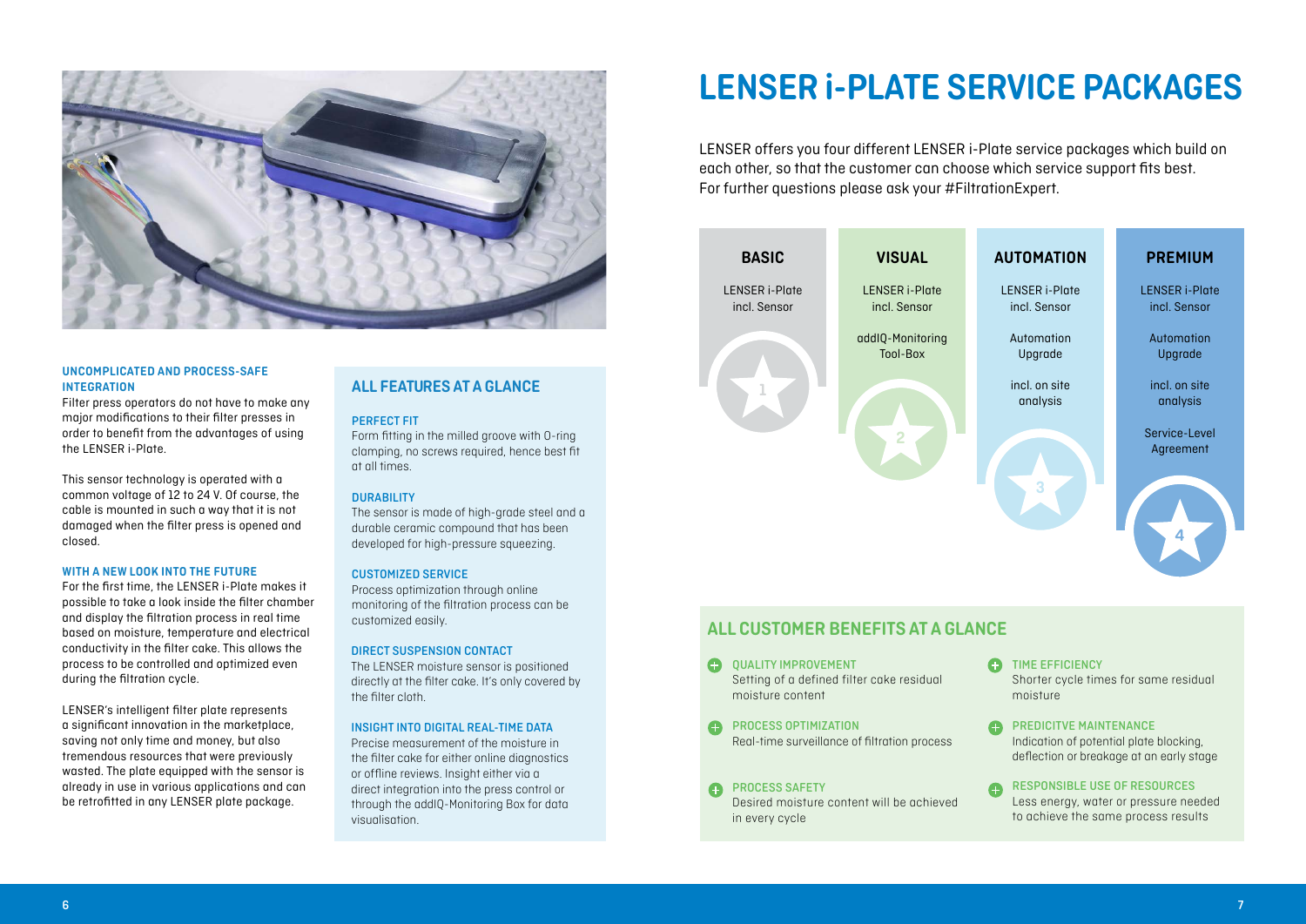**UNCOMPLICATED AND PROCESS-SAFE INTEGRATION**

Filter press operators do not have to make any major modifications to their filter presses in order to benefit from the advantages of using the LENSER i-Plate.

This sensor technology is operated with a common voltage of 12 to 24 V. Of course, the cable is mounted in such a way that it is not damaged when the filter press is opened and closed.

**WITH A NEW LOOK INTO THE FUTURE**

For the first time, the LENSER i-Plate makes it possible to take a look inside the filter chamber and display the filtration process in real time based on moisture, temperature and electrical conductivity in the filter cake. This allows the process to be controlled and optimized even during the filtration cycle.

LENSER's intelligent filter plate represents a significant innovation in the marketplace, saving not only time and money, but also tremendous resources that were previously wasted. The plate equipped with the sensor is already in use in various applications and can be retrofitted in any LENSER plate package.

## ALL FEATURES AT A GLANCE

**PERFECT FIT**

Form fitting in the milled groove with O-ring clamping, no screws required, hence best fit at all times.

**DURABILITY**

The sensor is made of high-grade steel and a durable ceramic compound that has been developed for high-pressure squeezing.

**CUSTOMIZED SERVICE**

Process optimization through online monitoring of the filtration process can be customized easily.

**DIRECT SUSPENSION CONTACT**

The LENSER moisture sensor is positioned directly at the filter cake. It's only covered by the filter cloth.

**INSIGHT INTO DIGITAL REAL-TIME DATA**

Precise measurement of the moisture in the filter cake for either online diagnostics or offline reviews. Insight either via a direct integration into the press control or through the addIQ-Monitoring Box for data visualisation.

# LENSER i-PLATE SERVICE PACKAGES

LENSER offers you four different LENSER i-Plate service packages which build on each other, so that the customer can choose which service support fits best. For further questions please ask your #FiltrationExpert.

| BASIC | VISUAL | AUTOMATION | PREMIUM |
|---|---|---|---|
| LENSER i-Plate incl. Sensor | LENSER i-Plate incl. Sensor | LENSER i-Plate incl. Sensor | LENSER i-Plate incl. Sensor |
| | addIQ-Monitoring Tool-Box | Automation Upgrade | Automation Upgrade |
| | | incl. on site analysis | incl. on site analysis |
| | | | Service-Level Agreement |
| 1 | 2 | 3 | 4 |

## ALL CUSTOMER BENEFITS AT A GLANCE

- **QUALITY IMPROVEMENT**
  Setting of a defined filter cake residual moisture content
- **PROCESS OPTIMIZATION**
  Real-time surveillance of filtration process
- **PROCESS SAFETY**
  Desired moisture content will be achieved in every cycle
- **TIME EFFICIENCY**
  Shorter cycle times for same residual moisture
- **PREDICITVE MAINTENANCE**
  Indication of potential plate blocking, deflection or breakage at an early stage
- **RESPONSIBLE USE OF RESOURCES**
  Less energy, water or pressure needed to achieve the same process results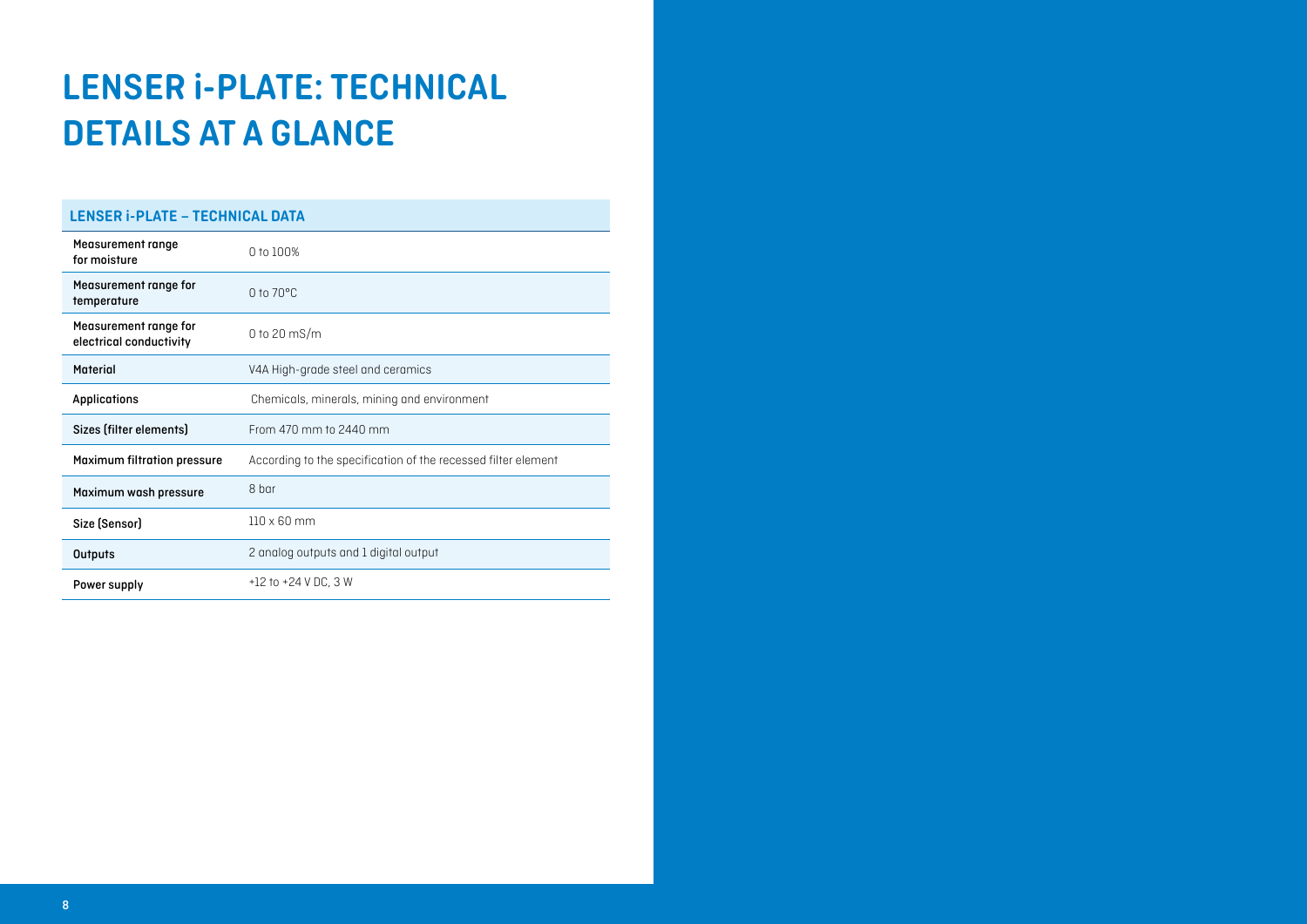# LENSER i-PLATE: TECHNICAL DETAILS AT A GLANCE

| LENSER i-PLATE – TECHNICAL DATA | |
|---|---|
| Measurement range for moisture | 0 to 100% |
| Measurement range for temperature | 0 to 70°C |
| Measurement range for electrical conductivity | 0 to 20 mS/m |
| Material | V4A High-grade steel and ceramics |
| Applications | Chemicals, minerals, mining and environment |
| Sizes (filter elements) | From 470 mm to 2440 mm |
| Maximum filtration pressure | According to the specification of the recessed filter element |
| Maximum wash pressure | 8 bar |
| Size (Sensor) | 110 x 60 mm |
| Outputs | 2 analog outputs and 1 digital output |
| Power supply | +12 to +24 V DC, 3 W |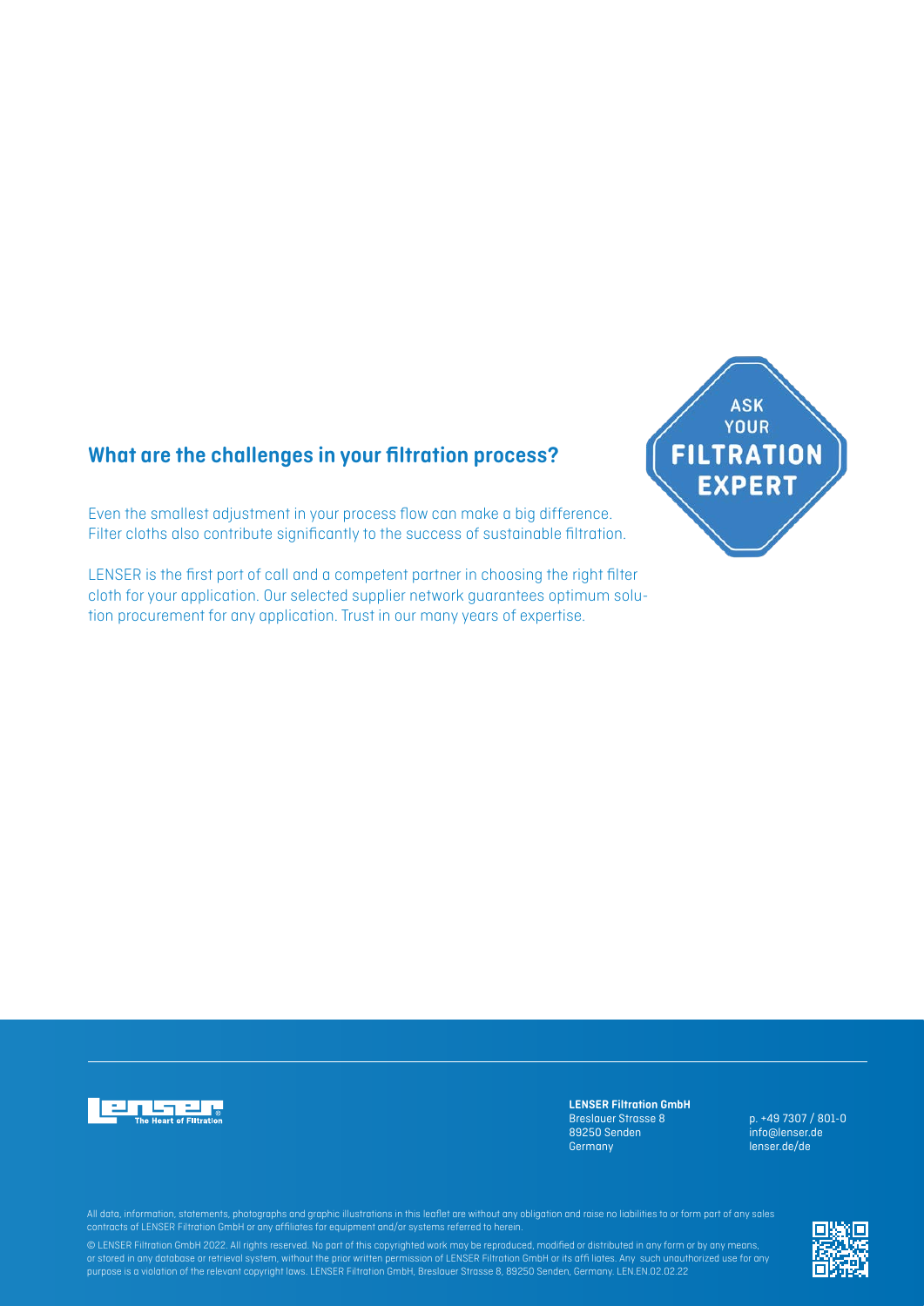## What are the challenges in your filtration process?

ASK YOUR FILTRATION EXPERT

Even the smallest adjustment in your process flow can make a big difference. Filter cloths also contribute significantly to the success of sustainable filtration.

LENSER is the first port of call and a competent partner in choosing the right filter cloth for your application. Our selected supplier network guarantees optimum solution procurement for any application. Trust in our many years of expertise.

The Heart of Filtration

**LENSER Filtration GmbH**
Breslauer Strasse 8
89250 Senden
Germany

p. +49 7307 / 801-0
info@lenser.de
lenser.de/de

All data, information, statements, photographs and graphic illustrations in this leaflet are without any obligation and raise no liabilities to or form part of any sales contracts of LENSER Filtration GmbH or any affiliates for equipment and/or systems referred to herein.

© LENSER Filtration GmbH 2022. All rights reserved. No part of this copyrighted work may be reproduced, modified or distributed in any form or by any means, or stored in any database or retrieval system, without the prior written permission of LENSER Filtration GmbH or its affi liates. Any such unauthorized use for any purpose is a violation of the relevant copyright laws. LENSER Filtration GmbH, Breslauer Strasse 8, 89250 Senden, Germany. LEN.EN.02.02.22